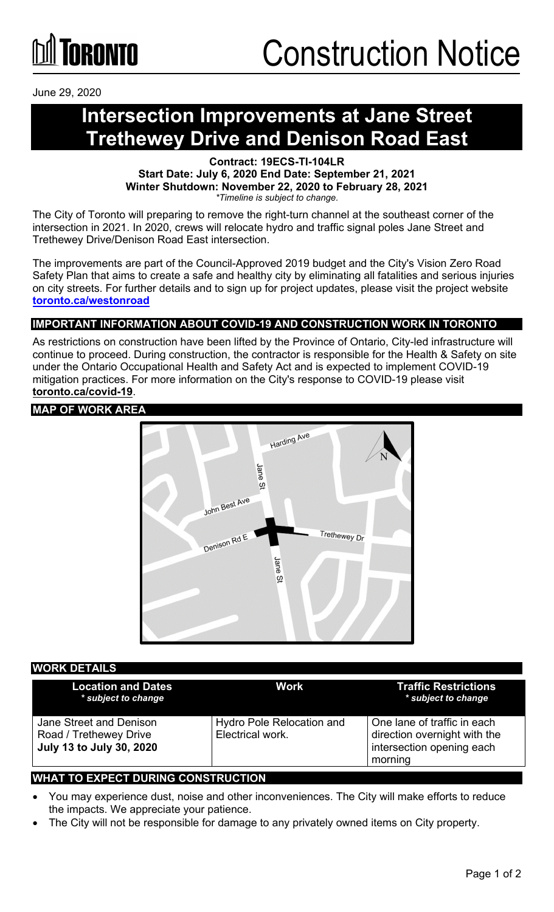Toronto

# Construction Notice

June 29, 2020

# Intersection Improvements at Jane Street Trethewey Drive and Denison Road East

**Contract: 19ECS-TI-104LR**
**Start Date: July 6, 2020 End Date: September 21, 2021**
**Winter Shutdown: November 22, 2020 to February 28, 2021**
*\*Timeline is subject to change.*

The City of Toronto will preparing to remove the right-turn channel at the southeast corner of the intersection in 2021. In 2020, crews will relocate hydro and traffic signal poles Jane Street and Trethewey Drive/Denison Road East intersection.

The improvements are part of the Council-Approved 2019 budget and the City's Vision Zero Road Safety Plan that aims to create a safe and healthy city by eliminating all fatalities and serious injuries on city streets. For further details and to sign up for project updates, please visit the project website **toronto.ca/westonroad**

## IMPORTANT INFORMATION ABOUT COVID-19 AND CONSTRUCTION WORK IN TORONTO

As restrictions on construction have been lifted by the Province of Ontario, City-led infrastructure will continue to proceed. During construction, the contractor is responsible for the Health & Safety on site under the Ontario Occupational Health and Safety Act and is expected to implement COVID-19 mitigation practices. For more information on the City's response to COVID-19 please visit **toronto.ca/covid-19**.

## MAP OF WORK AREA

Harding Ave
Jane St
John Best Ave
Denison Rd E
Trethewey Dr
Jane St
N

## WORK DETAILS

| Location and Dates *\* subject to change* | Work | Traffic Restrictions *\* subject to change* |
|---|---|---|
| Jane Street and Denison Road / Trethewey Drive **July 13 to July 30, 2020** | Hydro Pole Relocation and Electrical work. | One lane of traffic in each direction overnight with the intersection opening each morning |

## WHAT TO EXPECT DURING CONSTRUCTION

- You may experience dust, noise and other inconveniences. The City will make efforts to reduce the impacts. We appreciate your patience.
- The City will not be responsible for damage to any privately owned items on City property.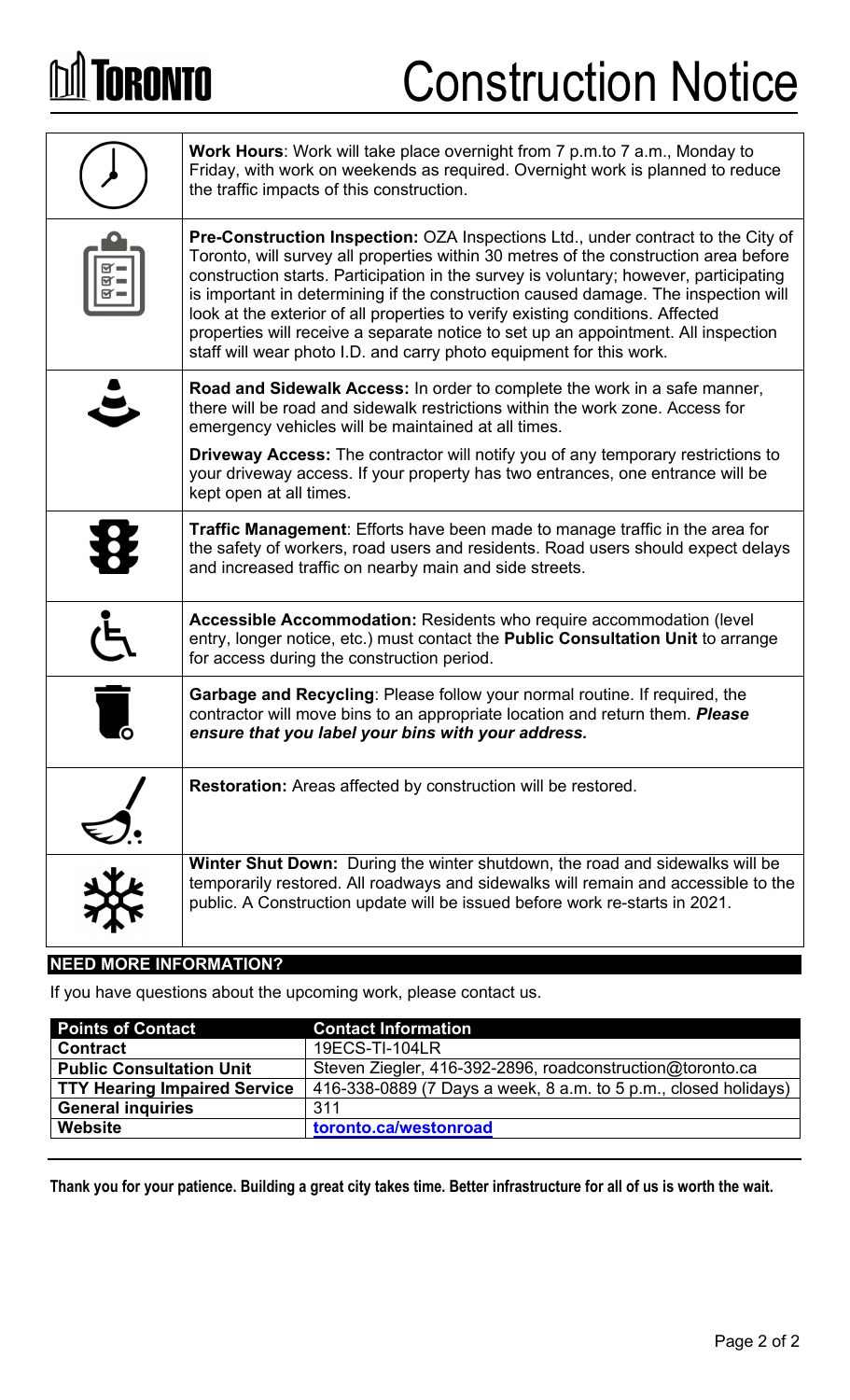# TORONTO Construction Notice

**Work Hours**: Work will take place overnight from 7 p.m.to 7 a.m., Monday to Friday, with work on weekends as required. Overnight work is planned to reduce the traffic impacts of this construction.

**Pre-Construction Inspection:** OZA Inspections Ltd., under contract to the City of Toronto, will survey all properties within 30 metres of the construction area before construction starts. Participation in the survey is voluntary; however, participating is important in determining if the construction caused damage. The inspection will look at the exterior of all properties to verify existing conditions. Affected properties will receive a separate notice to set up an appointment. All inspection staff will wear photo I.D. and carry photo equipment for this work.

**Road and Sidewalk Access:** In order to complete the work in a safe manner, there will be road and sidewalk restrictions within the work zone. Access for emergency vehicles will be maintained at all times.

**Driveway Access:** The contractor will notify you of any temporary restrictions to your driveway access. If your property has two entrances, one entrance will be kept open at all times.

**Traffic Management**: Efforts have been made to manage traffic in the area for the safety of workers, road users and residents. Road users should expect delays and increased traffic on nearby main and side streets.

**Accessible Accommodation:** Residents who require accommodation (level entry, longer notice, etc.) must contact the **Public Consultation Unit** to arrange for access during the construction period.

**Garbage and Recycling**: Please follow your normal routine. If required, the contractor will move bins to an appropriate location and return them. ***Please ensure that you label your bins with your address.***

**Restoration:** Areas affected by construction will be restored.

**Winter Shut Down:** During the winter shutdown, the road and sidewalks will be temporarily restored. All roadways and sidewalks will remain and accessible to the public. A Construction update will be issued before work re-starts in 2021.

## NEED MORE INFORMATION?

If you have questions about the upcoming work, please contact us.

| Points of Contact | Contact Information |
|---|---|
| **Contract** | 19ECS-TI-104LR |
| **Public Consultation Unit** | Steven Ziegler, 416-392-2896, roadconstruction@toronto.ca |
| **TTY Hearing Impaired Service** | 416-338-0889 (7 Days a week, 8 a.m. to 5 p.m., closed holidays) |
| **General inquiries** | 311 |
| **Website** | toronto.ca/westonroad |

**Thank you for your patience. Building a great city takes time. Better infrastructure for all of us is worth the wait.**